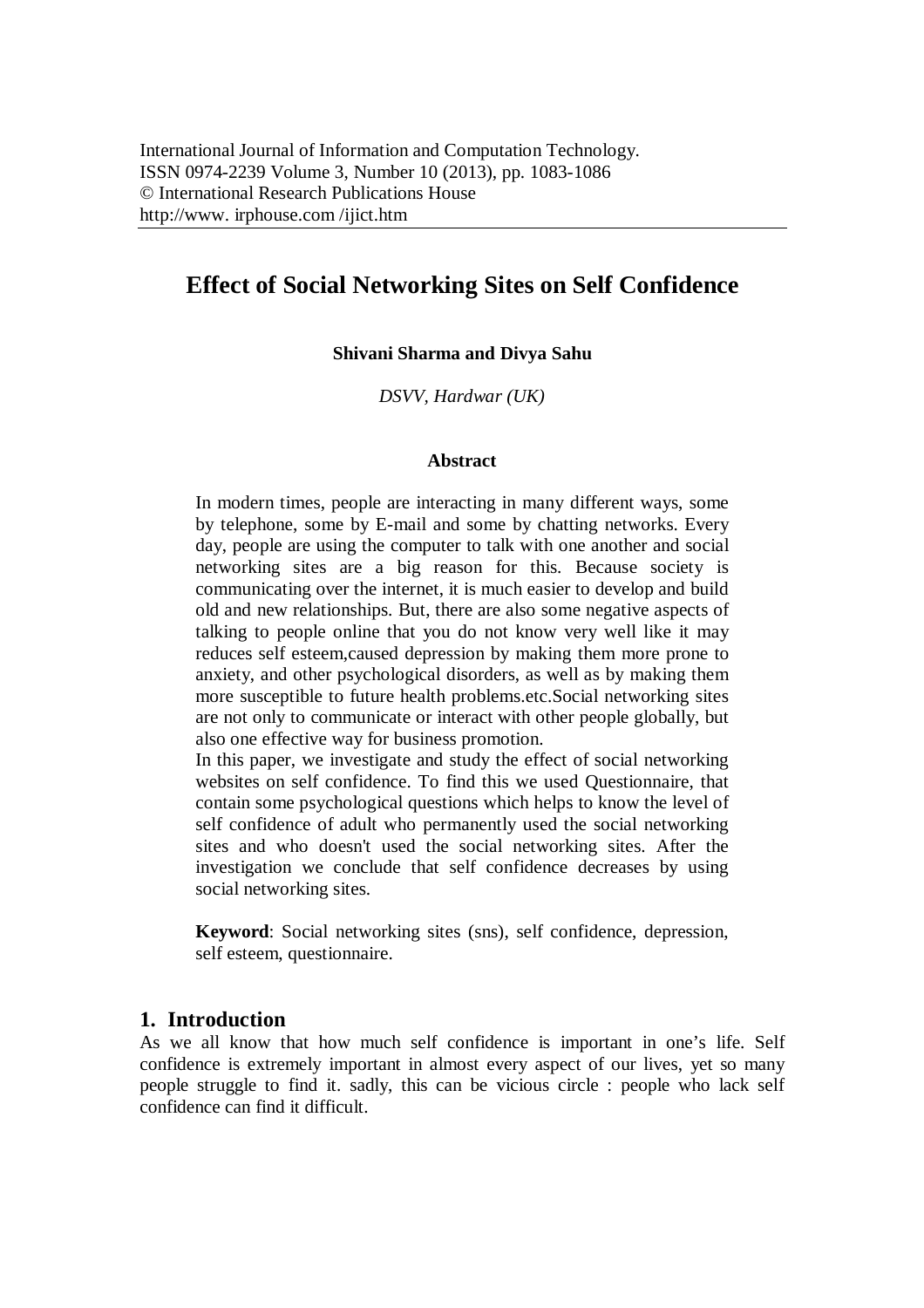International Journal of Information and Computation Technology.
ISSN 0974-2239 Volume 3, Number 10 (2013), pp. 1083-1086
© International Research Publications House
http://www. irphouse.com /ijict.htm

# Effect of Social Networking Sites on Self Confidence

**Shivani Sharma and Divya Sahu**

*DSVV, Hardwar (UK)*

### Abstract

In modern times, people are interacting in many different ways, some by telephone, some by E-mail and some by chatting networks. Every day, people are using the computer to talk with one another and social networking sites are a big reason for this. Because society is communicating over the internet, it is much easier to develop and build old and new relationships. But, there are also some negative aspects of talking to people online that you do not know very well like it may reduces self esteem,caused depression by making them more prone to anxiety, and other psychological disorders, as well as by making them more susceptible to future health problems.etc.Social networking sites are not only to communicate or interact with other people globally, but also one effective way for business promotion.

In this paper, we investigate and study the effect of social networking websites on self confidence. To find this we used Questionnaire, that contain some psychological questions which helps to know the level of self confidence of adult who permanently used the social networking sites and who doesn't used the social networking sites. After the investigation we conclude that self confidence decreases by using social networking sites.

**Keyword**: Social networking sites (sns), self confidence, depression, self esteem, questionnaire.

## 1. Introduction

As we all know that how much self confidence is important in one's life. Self confidence is extremely important in almost every aspect of our lives, yet so many people struggle to find it. sadly, this can be vicious circle : people who lack self confidence can find it difficult.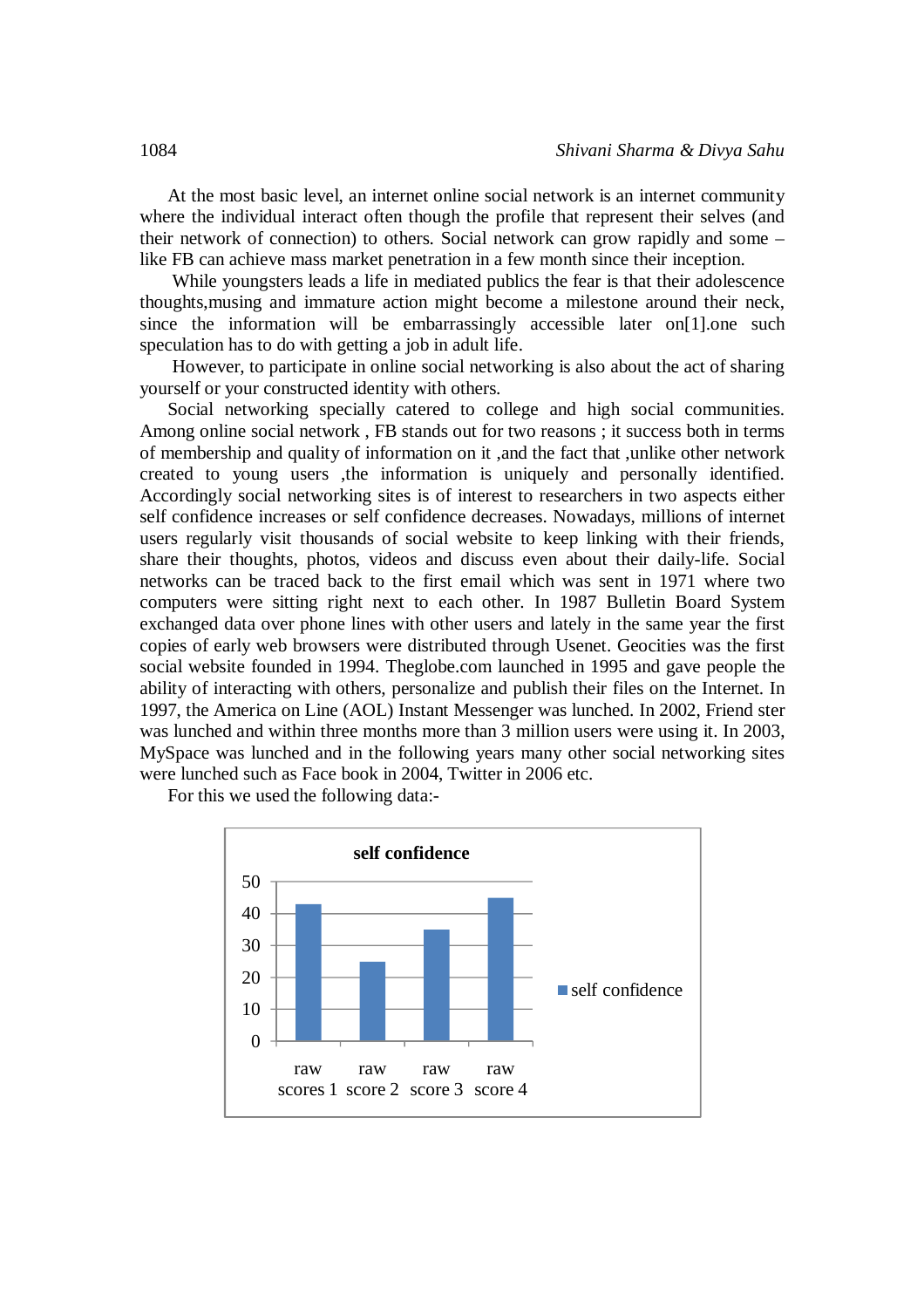At the most basic level, an internet online social network is an internet community where the individual interact often though the profile that represent their selves (and their network of connection) to others. Social network can grow rapidly and some – like FB can achieve mass market penetration in a few month since their inception.

While youngsters leads a life in mediated publics the fear is that their adolescence thoughts,musing and immature action might become a milestone around their neck, since the information will be embarrassingly accessible later on[1].one such speculation has to do with getting a job in adult life.

However, to participate in online social networking is also about the act of sharing yourself or your constructed identity with others.

Social networking specially catered to college and high social communities. Among online social network , FB stands out for two reasons ; it success both in terms of membership and quality of information on it ,and the fact that ,unlike other network created to young users ,the information is uniquely and personally identified. Accordingly social networking sites is of interest to researchers in two aspects either self confidence increases or self confidence decreases. Nowadays, millions of internet users regularly visit thousands of social website to keep linking with their friends, share their thoughts, photos, videos and discuss even about their daily-life. Social networks can be traced back to the first email which was sent in 1971 where two computers were sitting right next to each other. In 1987 Bulletin Board System exchanged data over phone lines with other users and lately in the same year the first copies of early web browsers were distributed through Usenet. Geocities was the first social website founded in 1994. Theglobe.com launched in 1995 and gave people the ability of interacting with others, personalize and publish their files on the Internet. In 1997, the America on Line (AOL) Instant Messenger was lunched. In 2002, Friend ster was lunched and within three months more than 3 million users were using it. In 2003, MySpace was lunched and in the following years many other social networking sites were lunched such as Face book in 2004, Twitter in 2006 etc.

For this we used the following data:-

**self confidence**

(Bar chart; y-axis 0–50; categories: raw scores 1, raw score 2, raw score 3, raw score 4; legend: self confidence)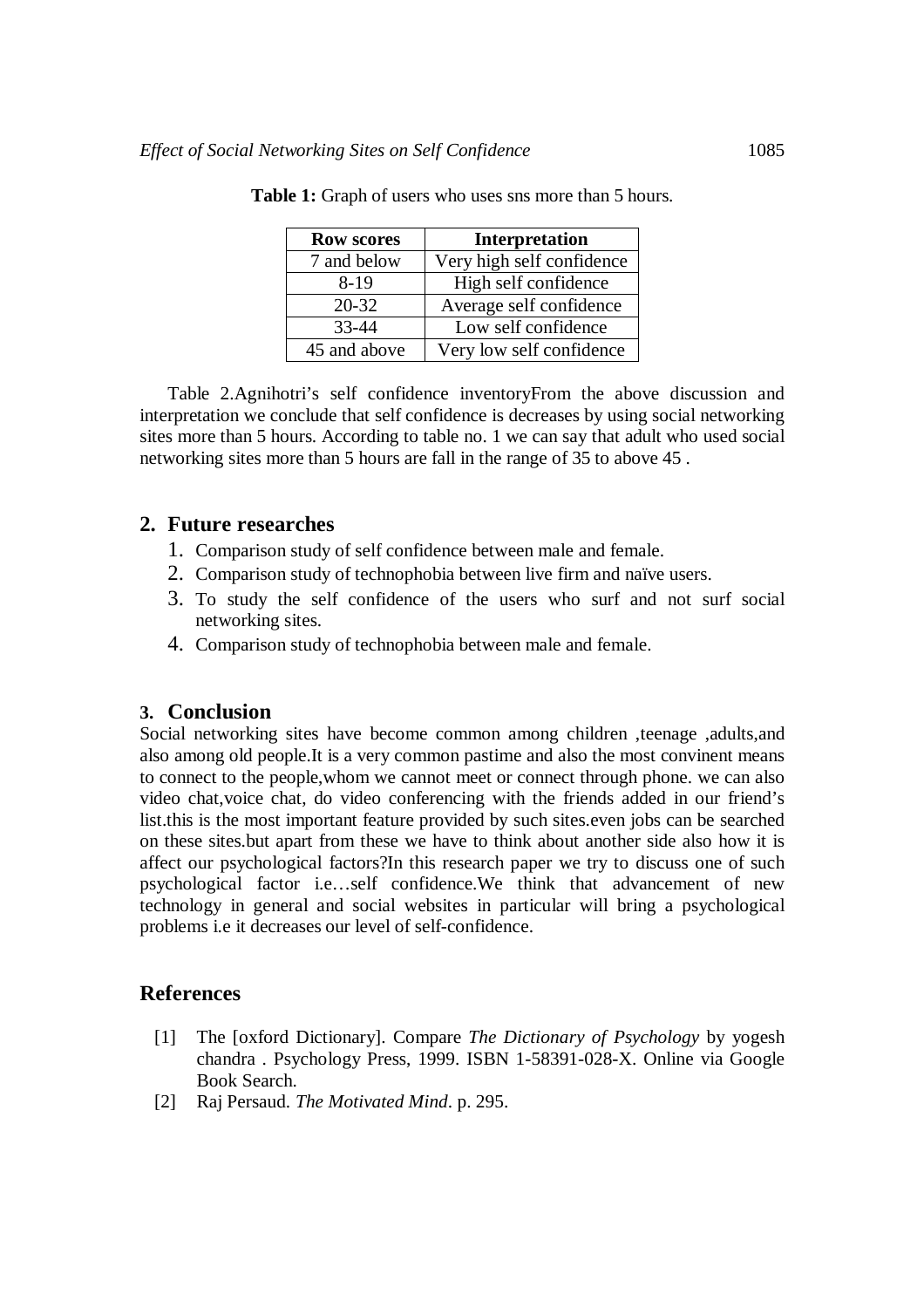**Table 1:** Graph of users who uses sns more than 5 hours.

| Row scores | Interpretation |
| --- | --- |
| 7 and below | Very high self confidence |
| 8-19 | High self confidence |
| 20-32 | Average self confidence |
| 33-44 | Low self confidence |
| 45 and above | Very low self confidence |

Table 2.Agnihotri's self confidence inventoryFrom the above discussion and interpretation we conclude that self confidence is decreases by using social networking sites more than 5 hours. According to table no. 1 we can say that adult who used social networking sites more than 5 hours are fall in the range of 35 to above 45 .

## 2. Future researches

1. Comparison study of self confidence between male and female.
2. Comparison study of technophobia between live firm and naïve users.
3. To study the self confidence of the users who surf and not surf social networking sites.
4. Comparison study of technophobia between male and female.

## 3. Conclusion

Social networking sites have become common among children ,teenage ,adults,and also among old people.It is a very common pastime and also the most convinent means to connect to the people,whom we cannot meet or connect through phone. we can also video chat,voice chat, do video conferencing with the friends added in our friend's list.this is the most important feature provided by such sites.even jobs can be searched on these sites.but apart from these we have to think about another side also how it is affect our psychological factors?In this research paper we try to discuss one of such psychological factor i.e…self confidence.We think that advancement of new technology in general and social websites in particular will bring a psychological problems i.e it decreases our level of self-confidence.

## References

[1] The [oxford Dictionary]. Compare *The Dictionary of Psychology* by yogesh chandra . Psychology Press, 1999. ISBN 1-58391-028-X. Online via Google Book Search.

[2] Raj Persaud. *The Motivated Mind*. p. 295.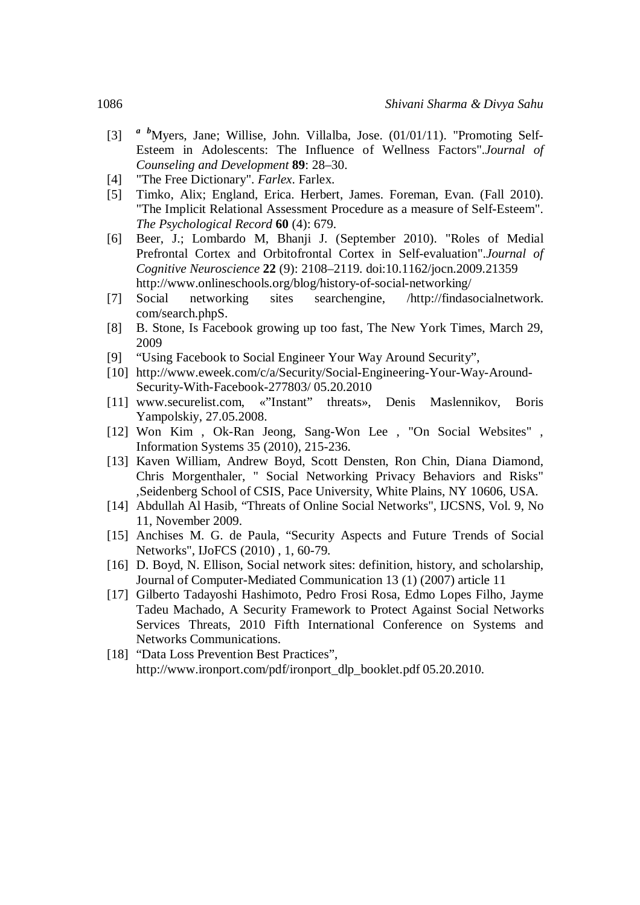[3] [a b]Myers, Jane; Willise, John. Villalba, Jose. (01/01/11). "Promoting Self-Esteem in Adolescents: The Influence of Wellness Factors".*Journal of Counseling and Development* **89**: 28–30.

[4] "The Free Dictionary". *Farlex*. Farlex.

[5] Timko, Alix; England, Erica. Herbert, James. Foreman, Evan. (Fall 2010). "The Implicit Relational Assessment Procedure as a measure of Self-Esteem". *The Psychological Record* **60** (4): 679.

[6] Beer, J.; Lombardo M, Bhanji J. (September 2010). "Roles of Medial Prefrontal Cortex and Orbitofrontal Cortex in Self-evaluation".*Journal of Cognitive Neuroscience* **22** (9): 2108–2119. doi:10.1162/jocn.2009.21359 http://www.onlineschools.org/blog/history-of-social-networking/

[7] Social networking sites searchengine, /http://findasocialnetwork.com/search.phpS.

[8] B. Stone, Is Facebook growing up too fast, The New York Times, March 29, 2009

[9] "Using Facebook to Social Engineer Your Way Around Security",

[10] http://www.eweek.com/c/a/Security/Social-Engineering-Your-Way-Around-Security-With-Facebook-277803/ 05.20.2010

[11] www.securelist.com, «"Instant" threats», Denis Maslennikov, Boris Yampolskiy, 27.05.2008.

[12] Won Kim , Ok-Ran Jeong, Sang-Won Lee , "On Social Websites" , Information Systems 35 (2010), 215-236.

[13] Kaven William, Andrew Boyd, Scott Densten, Ron Chin, Diana Diamond, Chris Morgenthaler, " Social Networking Privacy Behaviors and Risks" ,Seidenberg School of CSIS, Pace University, White Plains, NY 10606, USA.

[14] Abdullah Al Hasib, "Threats of Online Social Networks", IJCSNS, Vol. 9, No 11, November 2009.

[15] Anchises M. G. de Paula, "Security Aspects and Future Trends of Social Networks", IJoFCS (2010) , 1, 60-79.

[16] D. Boyd, N. Ellison, Social network sites: definition, history, and scholarship, Journal of Computer-Mediated Communication 13 (1) (2007) article 11

[17] Gilberto Tadayoshi Hashimoto, Pedro Frosi Rosa, Edmo Lopes Filho, Jayme Tadeu Machado, A Security Framework to Protect Against Social Networks Services Threats, 2010 Fifth International Conference on Systems and Networks Communications.

[18] "Data Loss Prevention Best Practices", http://www.ironport.com/pdf/ironport_dlp_booklet.pdf 05.20.2010.